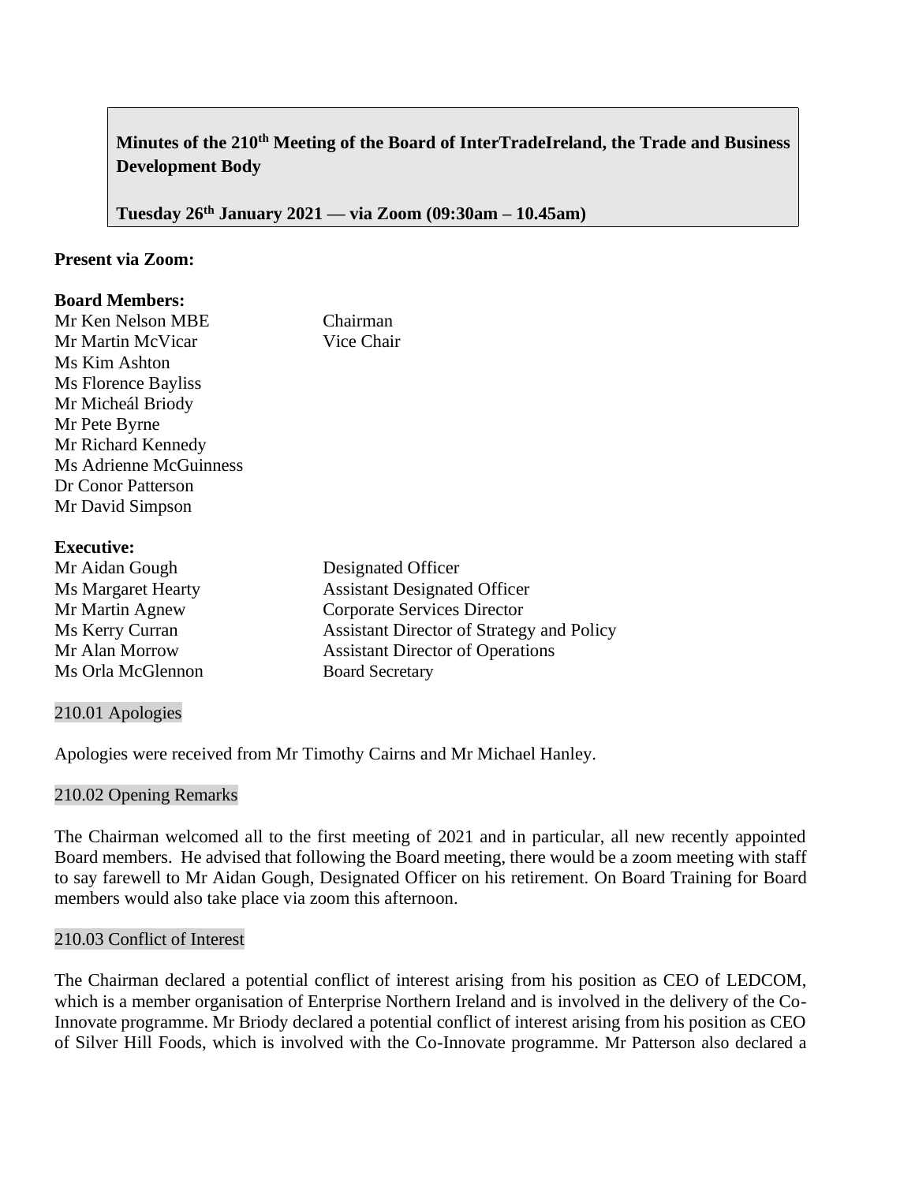**Minutes of the 210th Meeting of the Board of InterTradeIreland, the Trade and Business Development Body**

**Tuesday 26th January 2021 — via Zoom (09:30am – 10.45am)**

**Present via Zoom:**

**Board Members:**

| | |
|---|---|
| Mr Ken Nelson MBE | Chairman |
| Mr Martin McVicar | Vice Chair |
| Ms Kim Ashton | |
| Ms Florence Bayliss | |
| Mr Micheál Briody | |
| Mr Pete Byrne | |
| Mr Richard Kennedy | |
| Ms Adrienne McGuinness | |
| Dr Conor Patterson | |
| Mr David Simpson | |

**Executive:**

| | |
|---|---|
| Mr Aidan Gough | Designated Officer |
| Ms Margaret Hearty | Assistant Designated Officer |
| Mr Martin Agnew | Corporate Services Director |
| Ms Kerry Curran | Assistant Director of Strategy and Policy |
| Mr Alan Morrow | Assistant Director of Operations |
| Ms Orla McGlennon | Board Secretary |

## 210.01 Apologies

Apologies were received from Mr Timothy Cairns and Mr Michael Hanley.

## 210.02 Opening Remarks

The Chairman welcomed all to the first meeting of 2021 and in particular, all new recently appointed Board members. He advised that following the Board meeting, there would be a zoom meeting with staff to say farewell to Mr Aidan Gough, Designated Officer on his retirement. On Board Training for Board members would also take place via zoom this afternoon.

## 210.03 Conflict of Interest

The Chairman declared a potential conflict of interest arising from his position as CEO of LEDCOM, which is a member organisation of Enterprise Northern Ireland and is involved in the delivery of the Co-Innovate programme. Mr Briody declared a potential conflict of interest arising from his position as CEO of Silver Hill Foods, which is involved with the Co-Innovate programme. Mr Patterson also declared a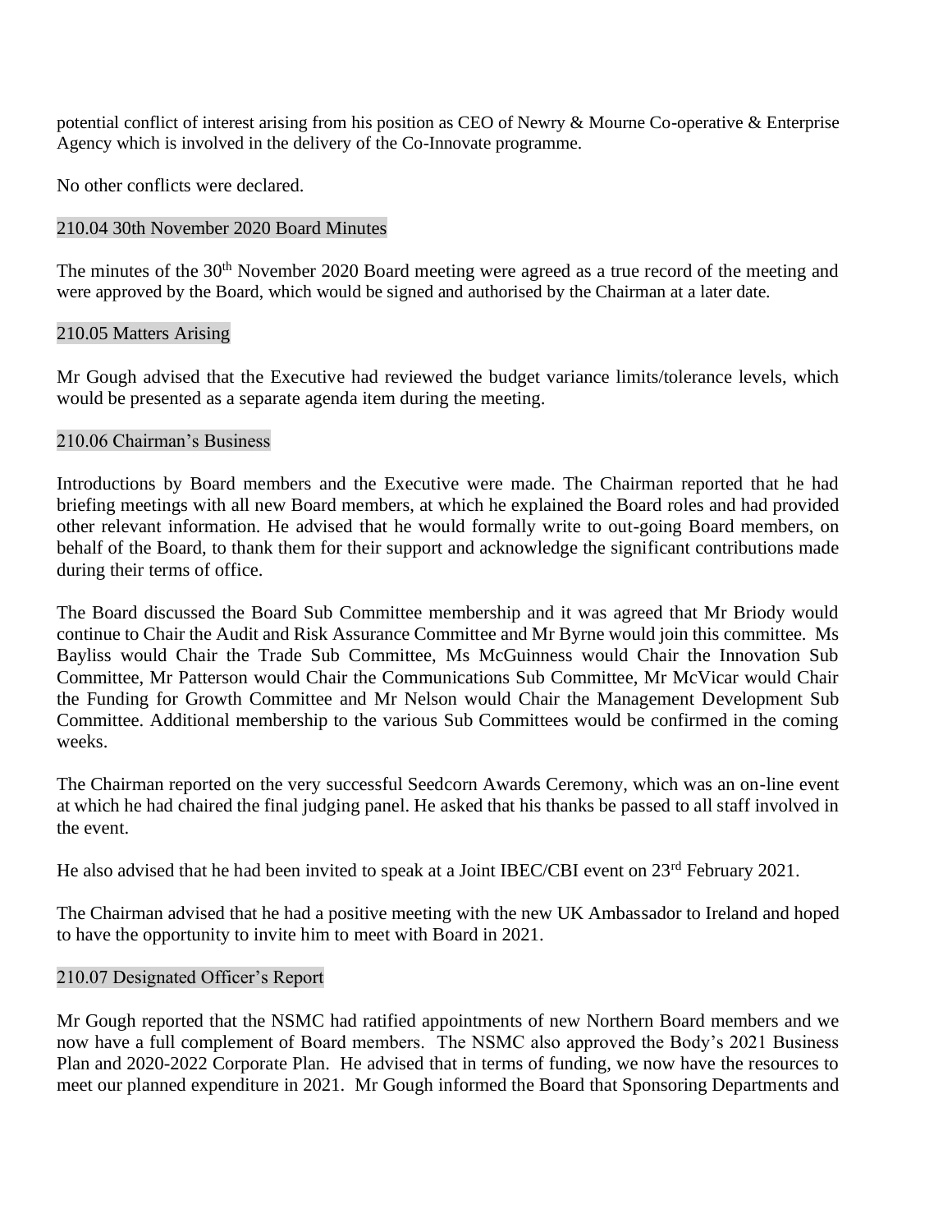potential conflict of interest arising from his position as CEO of Newry & Mourne Co-operative & Enterprise Agency which is involved in the delivery of the Co-Innovate programme.

No other conflicts were declared.

## 210.04 30th November 2020 Board Minutes

The minutes of the 30th November 2020 Board meeting were agreed as a true record of the meeting and were approved by the Board, which would be signed and authorised by the Chairman at a later date.

## 210.05 Matters Arising

Mr Gough advised that the Executive had reviewed the budget variance limits/tolerance levels, which would be presented as a separate agenda item during the meeting.

## 210.06 Chairman's Business

Introductions by Board members and the Executive were made. The Chairman reported that he had briefing meetings with all new Board members, at which he explained the Board roles and had provided other relevant information. He advised that he would formally write to out-going Board members, on behalf of the Board, to thank them for their support and acknowledge the significant contributions made during their terms of office.

The Board discussed the Board Sub Committee membership and it was agreed that Mr Briody would continue to Chair the Audit and Risk Assurance Committee and Mr Byrne would join this committee. Ms Bayliss would Chair the Trade Sub Committee, Ms McGuinness would Chair the Innovation Sub Committee, Mr Patterson would Chair the Communications Sub Committee, Mr McVicar would Chair the Funding for Growth Committee and Mr Nelson would Chair the Management Development Sub Committee. Additional membership to the various Sub Committees would be confirmed in the coming weeks.

The Chairman reported on the very successful Seedcorn Awards Ceremony, which was an on-line event at which he had chaired the final judging panel. He asked that his thanks be passed to all staff involved in the event.

He also advised that he had been invited to speak at a Joint IBEC/CBI event on 23rd February 2021.

The Chairman advised that he had a positive meeting with the new UK Ambassador to Ireland and hoped to have the opportunity to invite him to meet with Board in 2021.

## 210.07 Designated Officer's Report

Mr Gough reported that the NSMC had ratified appointments of new Northern Board members and we now have a full complement of Board members. The NSMC also approved the Body's 2021 Business Plan and 2020-2022 Corporate Plan. He advised that in terms of funding, we now have the resources to meet our planned expenditure in 2021. Mr Gough informed the Board that Sponsoring Departments and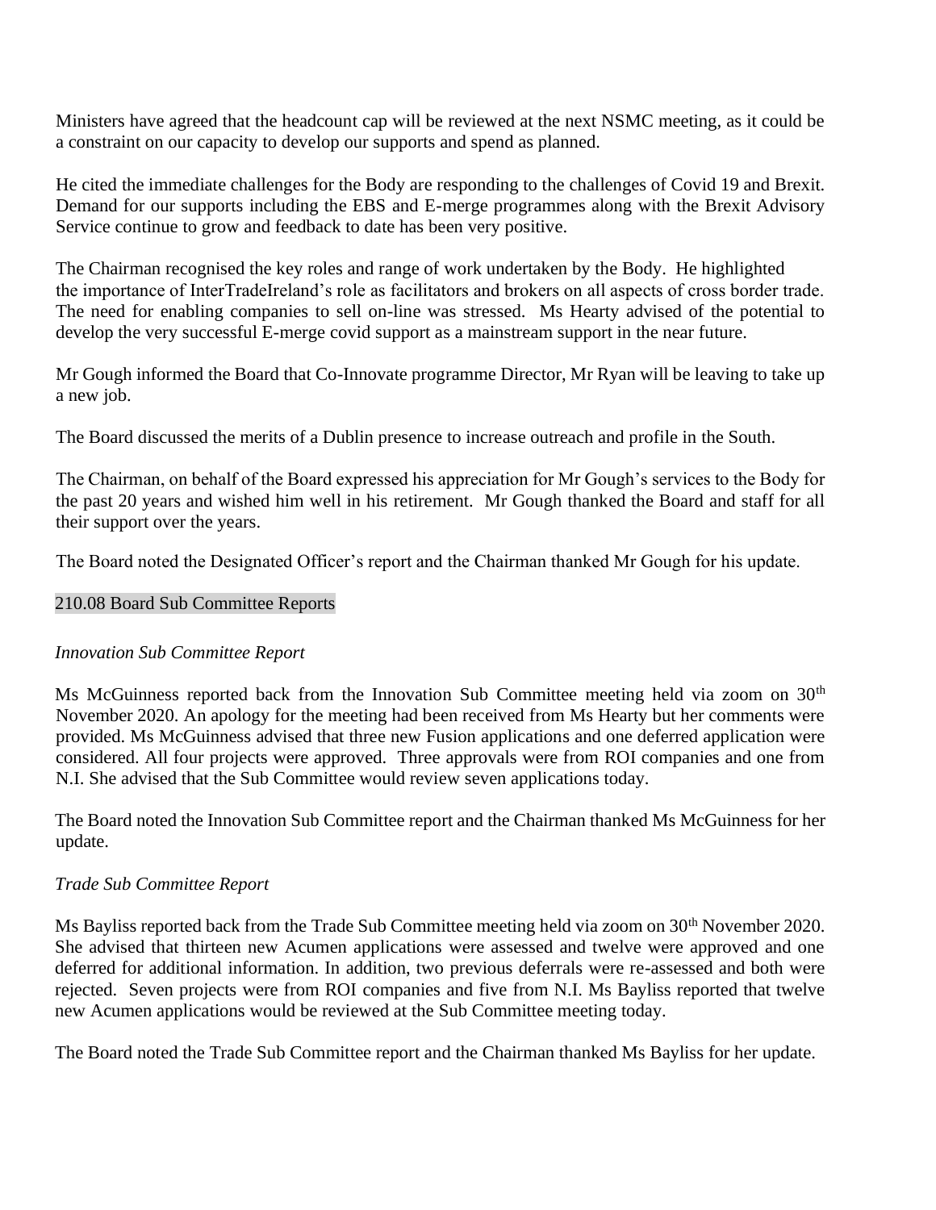Ministers have agreed that the headcount cap will be reviewed at the next NSMC meeting, as it could be a constraint on our capacity to develop our supports and spend as planned.

He cited the immediate challenges for the Body are responding to the challenges of Covid 19 and Brexit. Demand for our supports including the EBS and E-merge programmes along with the Brexit Advisory Service continue to grow and feedback to date has been very positive.

The Chairman recognised the key roles and range of work undertaken by the Body. He highlighted the importance of InterTradeIreland's role as facilitators and brokers on all aspects of cross border trade. The need for enabling companies to sell on-line was stressed. Ms Hearty advised of the potential to develop the very successful E-merge covid support as a mainstream support in the near future.

Mr Gough informed the Board that Co-Innovate programme Director, Mr Ryan will be leaving to take up a new job.

The Board discussed the merits of a Dublin presence to increase outreach and profile in the South.

The Chairman, on behalf of the Board expressed his appreciation for Mr Gough's services to the Body for the past 20 years and wished him well in his retirement. Mr Gough thanked the Board and staff for all their support over the years.

The Board noted the Designated Officer's report and the Chairman thanked Mr Gough for his update.

## 210.08 Board Sub Committee Reports

*Innovation Sub Committee Report*

Ms McGuinness reported back from the Innovation Sub Committee meeting held via zoom on 30th November 2020. An apology for the meeting had been received from Ms Hearty but her comments were provided. Ms McGuinness advised that three new Fusion applications and one deferred application were considered. All four projects were approved. Three approvals were from ROI companies and one from N.I. She advised that the Sub Committee would review seven applications today.

The Board noted the Innovation Sub Committee report and the Chairman thanked Ms McGuinness for her update.

*Trade Sub Committee Report*

Ms Bayliss reported back from the Trade Sub Committee meeting held via zoom on 30th November 2020. She advised that thirteen new Acumen applications were assessed and twelve were approved and one deferred for additional information. In addition, two previous deferrals were re-assessed and both were rejected. Seven projects were from ROI companies and five from N.I. Ms Bayliss reported that twelve new Acumen applications would be reviewed at the Sub Committee meeting today.

The Board noted the Trade Sub Committee report and the Chairman thanked Ms Bayliss for her update.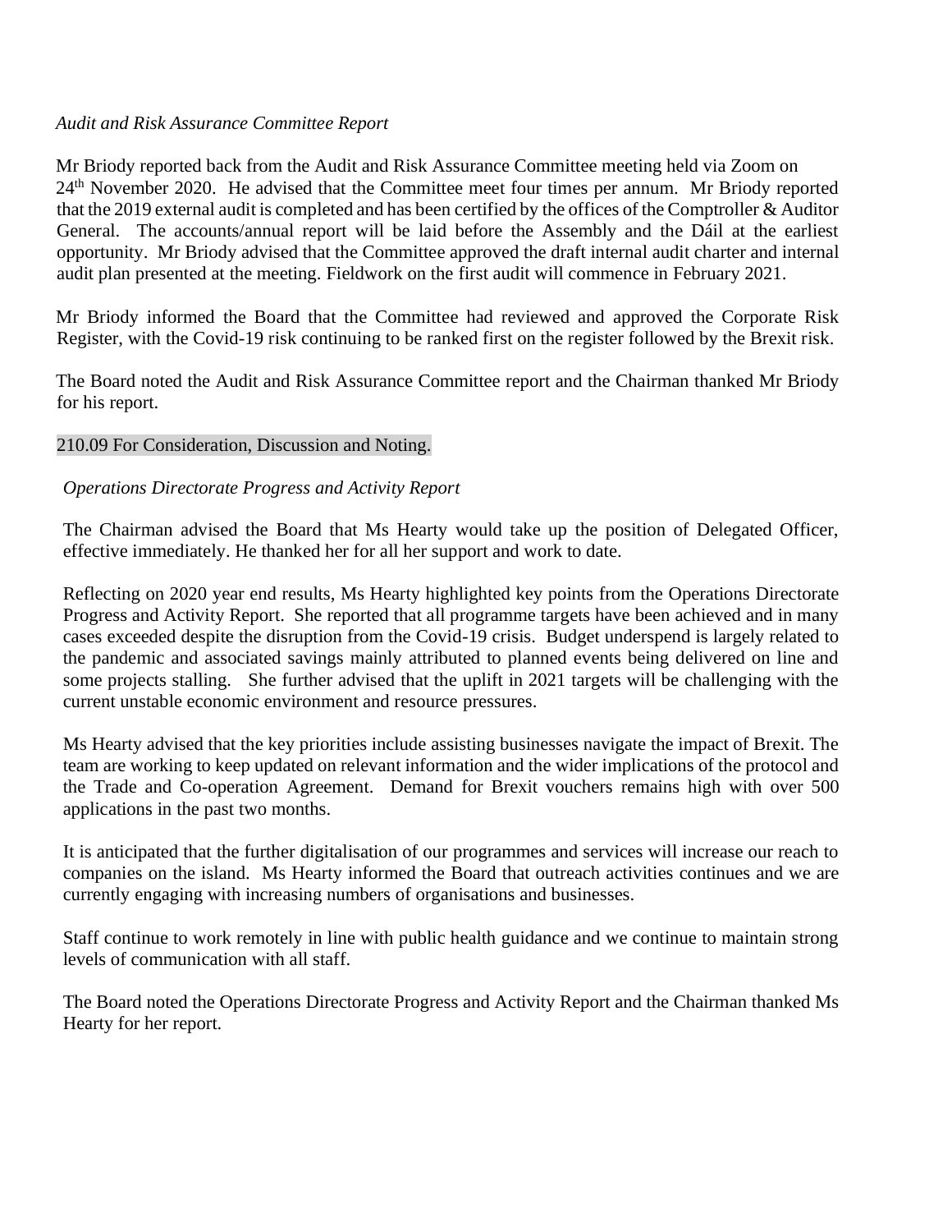*Audit and Risk Assurance Committee Report*

Mr Briody reported back from the Audit and Risk Assurance Committee meeting held via Zoom on 24th November 2020. He advised that the Committee meet four times per annum. Mr Briody reported that the 2019 external audit is completed and has been certified by the offices of the Comptroller & Auditor General. The accounts/annual report will be laid before the Assembly and the Dáil at the earliest opportunity. Mr Briody advised that the Committee approved the draft internal audit charter and internal audit plan presented at the meeting. Fieldwork on the first audit will commence in February 2021.

Mr Briody informed the Board that the Committee had reviewed and approved the Corporate Risk Register, with the Covid-19 risk continuing to be ranked first on the register followed by the Brexit risk.

The Board noted the Audit and Risk Assurance Committee report and the Chairman thanked Mr Briody for his report.

210.09 For Consideration, Discussion and Noting.

*Operations Directorate Progress and Activity Report*

The Chairman advised the Board that Ms Hearty would take up the position of Delegated Officer, effective immediately. He thanked her for all her support and work to date.

Reflecting on 2020 year end results, Ms Hearty highlighted key points from the Operations Directorate Progress and Activity Report. She reported that all programme targets have been achieved and in many cases exceeded despite the disruption from the Covid-19 crisis. Budget underspend is largely related to the pandemic and associated savings mainly attributed to planned events being delivered on line and some projects stalling. She further advised that the uplift in 2021 targets will be challenging with the current unstable economic environment and resource pressures.

Ms Hearty advised that the key priorities include assisting businesses navigate the impact of Brexit. The team are working to keep updated on relevant information and the wider implications of the protocol and the Trade and Co-operation Agreement. Demand for Brexit vouchers remains high with over 500 applications in the past two months.

It is anticipated that the further digitalisation of our programmes and services will increase our reach to companies on the island. Ms Hearty informed the Board that outreach activities continues and we are currently engaging with increasing numbers of organisations and businesses.

Staff continue to work remotely in line with public health guidance and we continue to maintain strong levels of communication with all staff.

The Board noted the Operations Directorate Progress and Activity Report and the Chairman thanked Ms Hearty for her report.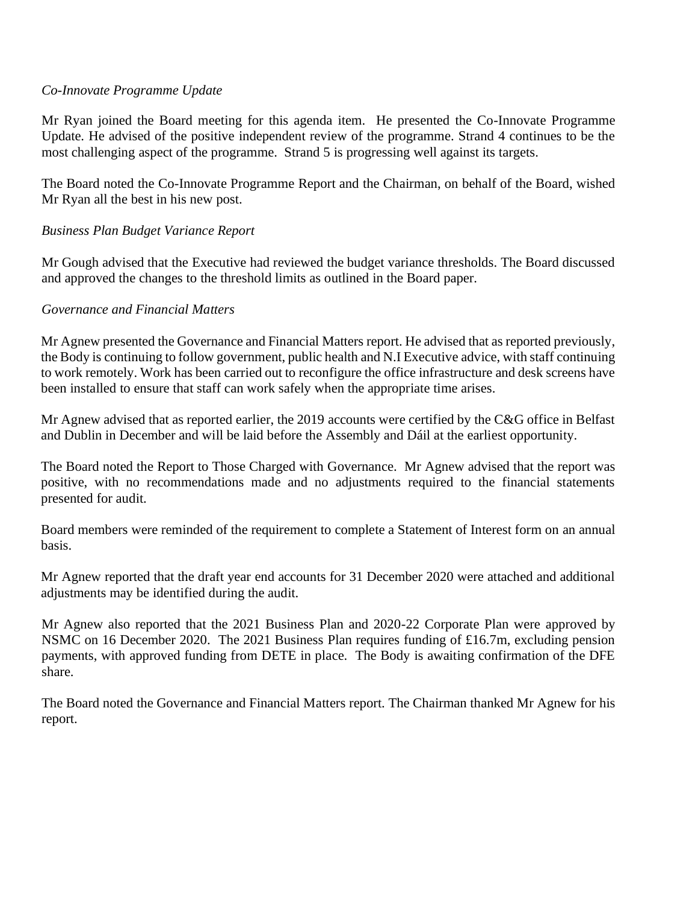*Co-Innovate Programme Update*

Mr Ryan joined the Board meeting for this agenda item. He presented the Co-Innovate Programme Update. He advised of the positive independent review of the programme. Strand 4 continues to be the most challenging aspect of the programme. Strand 5 is progressing well against its targets.

The Board noted the Co-Innovate Programme Report and the Chairman, on behalf of the Board, wished Mr Ryan all the best in his new post.

*Business Plan Budget Variance Report*

Mr Gough advised that the Executive had reviewed the budget variance thresholds. The Board discussed and approved the changes to the threshold limits as outlined in the Board paper.

*Governance and Financial Matters*

Mr Agnew presented the Governance and Financial Matters report. He advised that as reported previously, the Body is continuing to follow government, public health and N.I Executive advice, with staff continuing to work remotely. Work has been carried out to reconfigure the office infrastructure and desk screens have been installed to ensure that staff can work safely when the appropriate time arises.

Mr Agnew advised that as reported earlier, the 2019 accounts were certified by the C&G office in Belfast and Dublin in December and will be laid before the Assembly and Dáil at the earliest opportunity.

The Board noted the Report to Those Charged with Governance. Mr Agnew advised that the report was positive, with no recommendations made and no adjustments required to the financial statements presented for audit.

Board members were reminded of the requirement to complete a Statement of Interest form on an annual basis.

Mr Agnew reported that the draft year end accounts for 31 December 2020 were attached and additional adjustments may be identified during the audit.

Mr Agnew also reported that the 2021 Business Plan and 2020-22 Corporate Plan were approved by NSMC on 16 December 2020. The 2021 Business Plan requires funding of £16.7m, excluding pension payments, with approved funding from DETE in place. The Body is awaiting confirmation of the DFE share.

The Board noted the Governance and Financial Matters report. The Chairman thanked Mr Agnew for his report.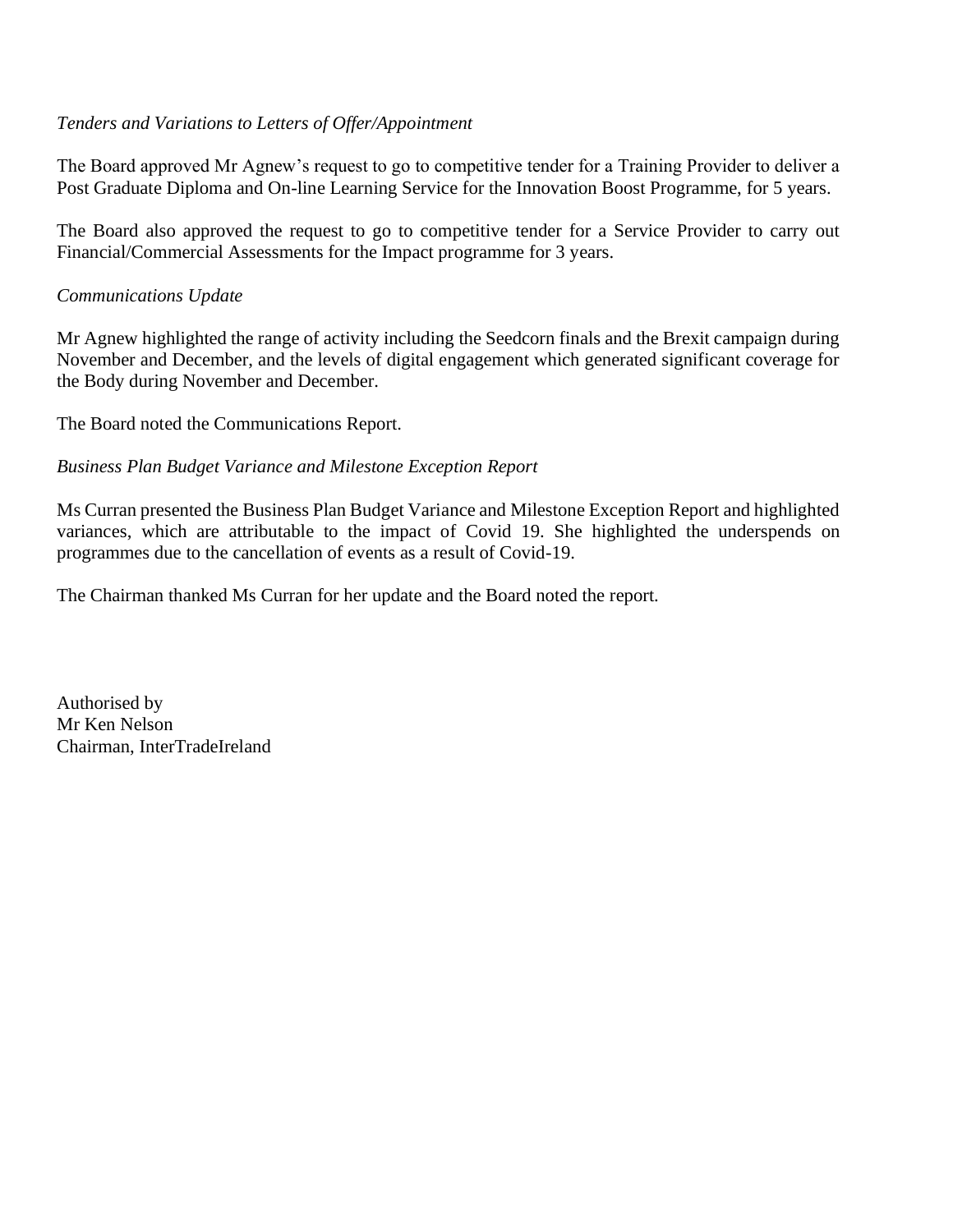*Tenders and Variations to Letters of Offer/Appointment*

The Board approved Mr Agnew's request to go to competitive tender for a Training Provider to deliver a Post Graduate Diploma and On-line Learning Service for the Innovation Boost Programme, for 5 years.

The Board also approved the request to go to competitive tender for a Service Provider to carry out Financial/Commercial Assessments for the Impact programme for 3 years.

*Communications Update*

Mr Agnew highlighted the range of activity including the Seedcorn finals and the Brexit campaign during November and December, and the levels of digital engagement which generated significant coverage for the Body during November and December.

The Board noted the Communications Report.

*Business Plan Budget Variance and Milestone Exception Report*

Ms Curran presented the Business Plan Budget Variance and Milestone Exception Report and highlighted variances, which are attributable to the impact of Covid 19. She highlighted the underspends on programmes due to the cancellation of events as a result of Covid-19.

The Chairman thanked Ms Curran for her update and the Board noted the report.

Authorised by  
Mr Ken Nelson  
Chairman, InterTradeIreland